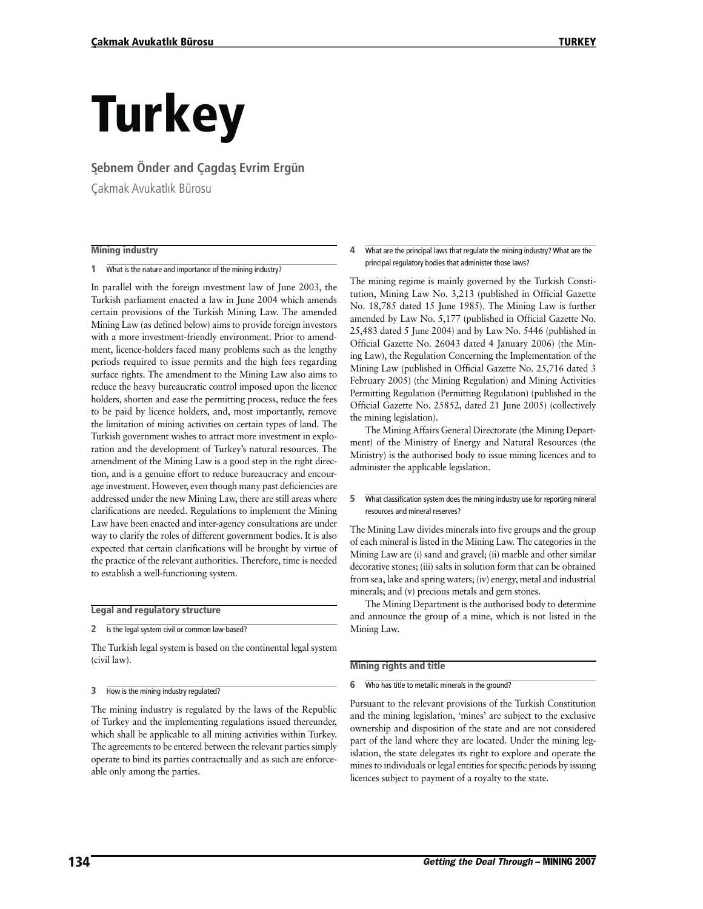# Turkey

**Şebnem Önder and Çagdaş Evrim Ergün**

Çakmak Avukatlık Bürosu

## Mining industry

**1** What is the nature and importance of the mining industry?

In parallel with the foreign investment law of June 2003, the Turkish parliament enacted a law in June 2004 which amends certain provisions of the Turkish Mining Law. The amended Mining Law (as defined below) aims to provide foreign investors with a more investment-friendly environment. Prior to amendment, licence-holders faced many problems such as the lengthy periods required to issue permits and the high fees regarding surface rights. The amendment to the Mining Law also aims to reduce the heavy bureaucratic control imposed upon the licence holders, shorten and ease the permitting process, reduce the fees to be paid by licence holders, and, most importantly, remove the limitation of mining activities on certain types of land. The Turkish government wishes to attract more investment in exploration and the development of Turkey's natural resources. The amendment of the Mining Law is a good step in the right direction, and is a genuine effort to reduce bureaucracy and encourage investment. However, even though many past deficiencies are addressed under the new Mining Law, there are still areas where clarifications are needed. Regulations to implement the Mining Law have been enacted and inter-agency consultations are under way to clarify the roles of different government bodies. It is also expected that certain clarifications will be brought by virtue of the practice of the relevant authorities. Therefore, time is needed to establish a well-functioning system.

## Legal and regulatory structure

**2** Is the legal system civil or common law-based?

The Turkish legal system is based on the continental legal system (civil law).

**3** How is the mining industry regulated?

The mining industry is regulated by the laws of the Republic of Turkey and the implementing regulations issued thereunder, which shall be applicable to all mining activities within Turkey. The agreements to be entered between the relevant parties simply operate to bind its parties contractually and as such are enforceable only among the parties.

**4** What are the principal laws that regulate the mining industry? What are the principal regulatory bodies that administer those laws?

The mining regime is mainly governed by the Turkish Constitution, Mining Law No. 3,213 (published in Official Gazette No. 18,785 dated 15 June 1985). The Mining Law is further amended by Law No. 5,177 (published in Official Gazette No. 25,483 dated 5 June 2004) and by Law No. 5446 (published in Official Gazette No. 26043 dated 4 January 2006) (the Mining Law), the Regulation Concerning the Implementation of the Mining Law (published in Official Gazette No. 25,716 dated 3 February 2005) (the Mining Regulation) and Mining Activities Permitting Regulation (Permitting Regulation) (published in the Official Gazette No. 25852, dated 21 June 2005) (collectively the mining legislation).

The Mining Affairs General Directorate (the Mining Department) of the Ministry of Energy and Natural Resources (the Ministry) is the authorised body to issue mining licences and to administer the applicable legislation.

**5** What classification system does the mining industry use for reporting mineral resources and mineral reserves?

The Mining Law divides minerals into five groups and the group of each mineral is listed in the Mining Law. The categories in the Mining Law are (i) sand and gravel; (ii) marble and other similar decorative stones; (iii) salts in solution form that can be obtained from sea, lake and spring waters; (iv) energy, metal and industrial minerals; and (v) precious metals and gem stones.

The Mining Department is the authorised body to determine and announce the group of a mine, which is not listed in the Mining Law.

## Mining rights and title

**6** Who has title to metallic minerals in the ground?

Pursuant to the relevant provisions of the Turkish Constitution and the mining legislation, 'mines' are subject to the exclusive ownership and disposition of the state and are not considered part of the land where they are located. Under the mining legislation, the state delegates its right to explore and operate the mines to individuals or legal entities for specific periods by issuing licences subject to payment of a royalty to the state.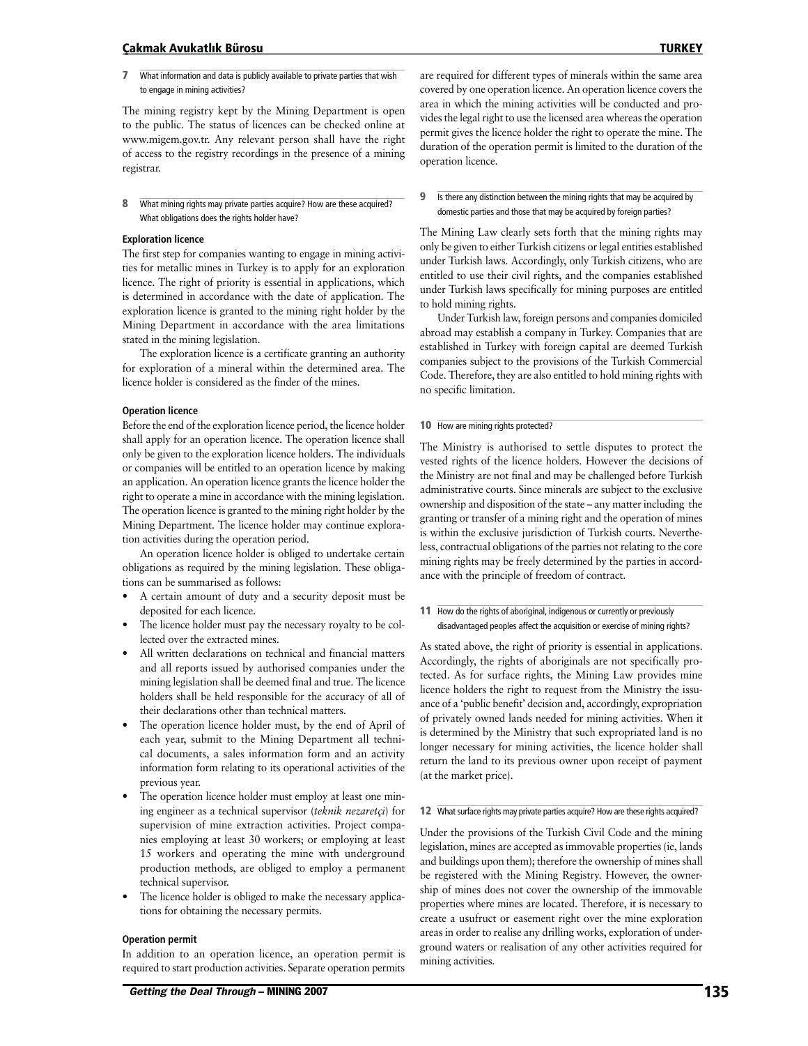**7** What information and data is publicly available to private parties that wish to engage in mining activities?

The mining registry kept by the Mining Department is open to the public. The status of licences can be checked online at www.migem.gov.tr. Any relevant person shall have the right of access to the registry recordings in the presence of a mining registrar.

**8** What mining rights may private parties acquire? How are these acquired? What obligations does the rights holder have?

### Exploration licence

The first step for companies wanting to engage in mining activities for metallic mines in Turkey is to apply for an exploration licence. The right of priority is essential in applications, which is determined in accordance with the date of application. The exploration licence is granted to the mining right holder by the Mining Department in accordance with the area limitations stated in the mining legislation.

The exploration licence is a certificate granting an authority for exploration of a mineral within the determined area. The licence holder is considered as the finder of the mines.

### Operation licence

Before the end of the exploration licence period, the licence holder shall apply for an operation licence. The operation licence shall only be given to the exploration licence holders. The individuals or companies will be entitled to an operation licence by making an application. An operation licence grants the licence holder the right to operate a mine in accordance with the mining legislation. The operation licence is granted to the mining right holder by the Mining Department. The licence holder may continue exploration activities during the operation period.

An operation licence holder is obliged to undertake certain obligations as required by the mining legislation. These obligations can be summarised as follows:

- A certain amount of duty and a security deposit must be deposited for each licence.
- The licence holder must pay the necessary royalty to be collected over the extracted mines.
- All written declarations on technical and financial matters and all reports issued by authorised companies under the mining legislation shall be deemed final and true. The licence holders shall be held responsible for the accuracy of all of their declarations other than technical matters.
- The operation licence holder must, by the end of April of each year, submit to the Mining Department all technical documents, a sales information form and an activity information form relating to its operational activities of the previous year.
- The operation licence holder must employ at least one mining engineer as a technical supervisor (*teknik nezaretçi*) for supervision of mine extraction activities. Project companies employing at least 30 workers; or employing at least 15 workers and operating the mine with underground production methods, are obliged to employ a permanent technical supervisor.
- The licence holder is obliged to make the necessary applications for obtaining the necessary permits.

### Operation permit

In addition to an operation licence, an operation permit is required to start production activities. Separate operation permits are required for different types of minerals within the same area covered by one operation licence. An operation licence covers the area in which the mining activities will be conducted and provides the legal right to use the licensed area whereas the operation permit gives the licence holder the right to operate the mine. The duration of the operation permit is limited to the duration of the operation licence.

**9** Is there any distinction between the mining rights that may be acquired by domestic parties and those that may be acquired by foreign parties?

The Mining Law clearly sets forth that the mining rights may only be given to either Turkish citizens or legal entities established under Turkish laws. Accordingly, only Turkish citizens, who are entitled to use their civil rights, and the companies established under Turkish laws specifically for mining purposes are entitled to hold mining rights.

Under Turkish law, foreign persons and companies domiciled abroad may establish a company in Turkey. Companies that are established in Turkey with foreign capital are deemed Turkish companies subject to the provisions of the Turkish Commercial Code. Therefore, they are also entitled to hold mining rights with no specific limitation.

**10** How are mining rights protected?

The Ministry is authorised to settle disputes to protect the vested rights of the licence holders. However the decisions of the Ministry are not final and may be challenged before Turkish administrative courts. Since minerals are subject to the exclusive ownership and disposition of the state – any matter including the granting or transfer of a mining right and the operation of mines is within the exclusive jurisdiction of Turkish courts. Nevertheless, contractual obligations of the parties not relating to the core mining rights may be freely determined by the parties in accordance with the principle of freedom of contract.

**11** How do the rights of aboriginal, indigenous or currently or previously disadvantaged peoples affect the acquisition or exercise of mining rights?

As stated above, the right of priority is essential in applications. Accordingly, the rights of aboriginals are not specifically protected. As for surface rights, the Mining Law provides mine licence holders the right to request from the Ministry the issuance of a 'public benefit' decision and, accordingly, expropriation of privately owned lands needed for mining activities. When it is determined by the Ministry that such expropriated land is no longer necessary for mining activities, the licence holder shall return the land to its previous owner upon receipt of payment (at the market price).

**12** What surface rights may private parties acquire? How are these rights acquired?

Under the provisions of the Turkish Civil Code and the mining legislation, mines are accepted as immovable properties (ie, lands and buildings upon them); therefore the ownership of mines shall be registered with the Mining Registry. However, the ownership of mines does not cover the ownership of the immovable properties where mines are located. Therefore, it is necessary to create a usufruct or easement right over the mine exploration areas in order to realise any drilling works, exploration of underground waters or realisation of any other activities required for mining activities.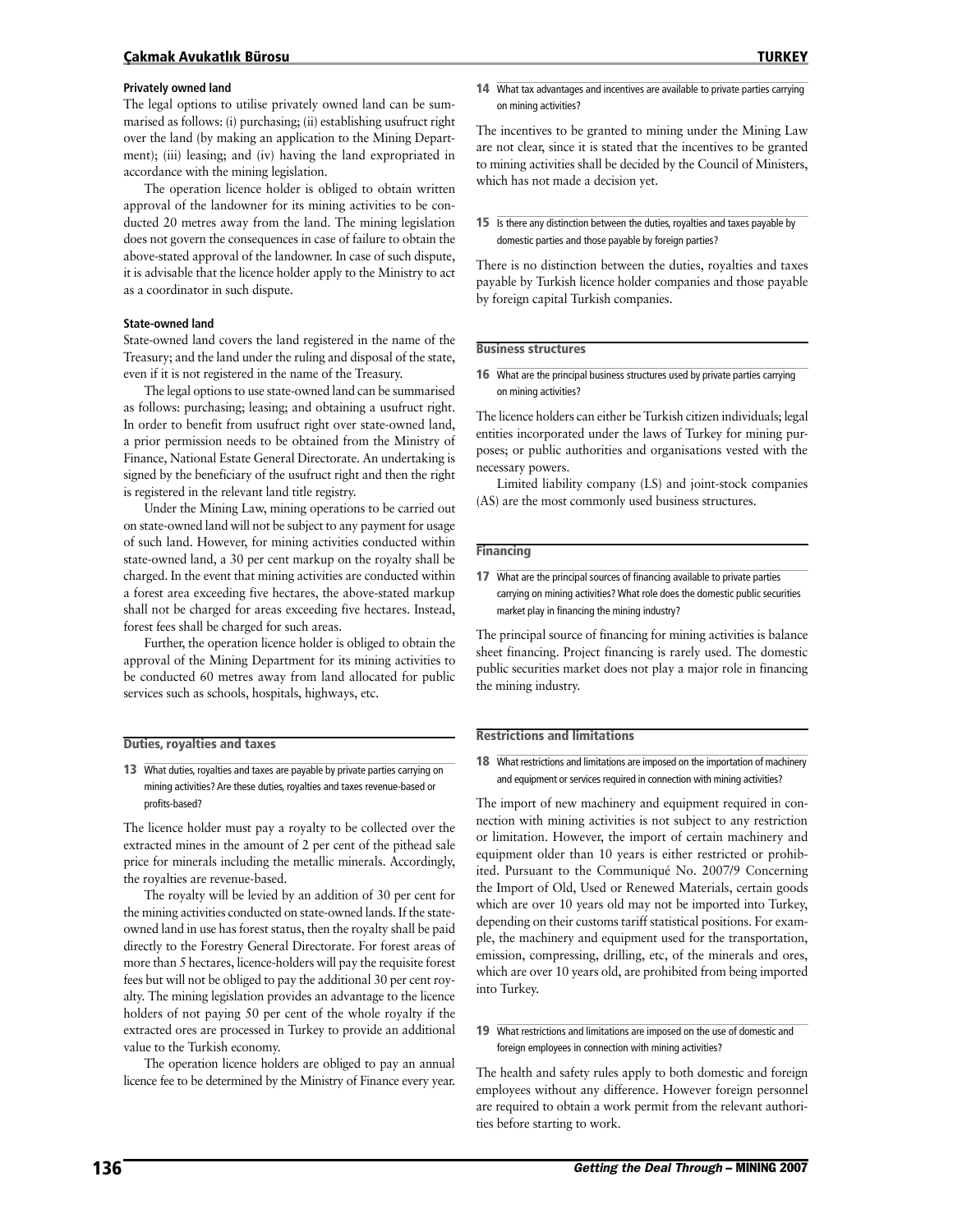### Privately owned land

The legal options to utilise privately owned land can be summarised as follows: (i) purchasing; (ii) establishing usufruct right over the land (by making an application to the Mining Department); (iii) leasing; and (iv) having the land expropriated in accordance with the mining legislation.

The operation licence holder is obliged to obtain written approval of the landowner for its mining activities to be conducted 20 metres away from the land. The mining legislation does not govern the consequences in case of failure to obtain the above-stated approval of the landowner. In case of such dispute, it is advisable that the licence holder apply to the Ministry to act as a coordinator in such dispute.

### State-owned land

State-owned land covers the land registered in the name of the Treasury; and the land under the ruling and disposal of the state, even if it is not registered in the name of the Treasury.

The legal options to use state-owned land can be summarised as follows: purchasing; leasing; and obtaining a usufruct right. In order to benefit from usufruct right over state-owned land, a prior permission needs to be obtained from the Ministry of Finance, National Estate General Directorate. An undertaking is signed by the beneficiary of the usufruct right and then the right is registered in the relevant land title registry.

Under the Mining Law, mining operations to be carried out on state-owned land will not be subject to any payment for usage of such land. However, for mining activities conducted within state-owned land, a 30 per cent markup on the royalty shall be charged. In the event that mining activities are conducted within a forest area exceeding five hectares, the above-stated markup shall not be charged for areas exceeding five hectares. Instead, forest fees shall be charged for such areas.

Further, the operation licence holder is obliged to obtain the approval of the Mining Department for its mining activities to be conducted 60 metres away from land allocated for public services such as schools, hospitals, highways, etc.

## Duties, royalties and taxes

**13** What duties, royalties and taxes are payable by private parties carrying on mining activities? Are these duties, royalties and taxes revenue-based or profits-based?

The licence holder must pay a royalty to be collected over the extracted mines in the amount of 2 per cent of the pithead sale price for minerals including the metallic minerals. Accordingly, the royalties are revenue-based.

The royalty will be levied by an addition of 30 per cent for the mining activities conducted on state-owned lands. If the state-owned land in use has forest status, then the royalty shall be paid directly to the Forestry General Directorate. For forest areas of more than 5 hectares, licence-holders will pay the requisite forest fees but will not be obliged to pay the additional 30 per cent royalty. The mining legislation provides an advantage to the licence holders of not paying 50 per cent of the whole royalty if the extracted ores are processed in Turkey to provide an additional value to the Turkish economy.

The operation licence holders are obliged to pay an annual licence fee to be determined by the Ministry of Finance every year.

**14** What tax advantages and incentives are available to private parties carrying on mining activities?

The incentives to be granted to mining under the Mining Law are not clear, since it is stated that the incentives to be granted to mining activities shall be decided by the Council of Ministers, which has not made a decision yet.

**15** Is there any distinction between the duties, royalties and taxes payable by domestic parties and those payable by foreign parties?

There is no distinction between the duties, royalties and taxes payable by Turkish licence holder companies and those payable by foreign capital Turkish companies.

## Business structures

**16** What are the principal business structures used by private parties carrying on mining activities?

The licence holders can either be Turkish citizen individuals; legal entities incorporated under the laws of Turkey for mining purposes; or public authorities and organisations vested with the necessary powers.

Limited liability company (LS) and joint-stock companies (AS) are the most commonly used business structures.

## Financing

**17** What are the principal sources of financing available to private parties carrying on mining activities? What role does the domestic public securities market play in financing the mining industry?

The principal source of financing for mining activities is balance sheet financing. Project financing is rarely used. The domestic public securities market does not play a major role in financing the mining industry.

## Restrictions and limitations

**18** What restrictions and limitations are imposed on the importation of machinery and equipment or services required in connection with mining activities?

The import of new machinery and equipment required in connection with mining activities is not subject to any restriction or limitation. However, the import of certain machinery and equipment older than 10 years is either restricted or prohibited. Pursuant to the Communiqué No. 2007/9 Concerning the Import of Old, Used or Renewed Materials, certain goods which are over 10 years old may not be imported into Turkey, depending on their customs tariff statistical positions. For example, the machinery and equipment used for the transportation, emission, compressing, drilling, etc, of the minerals and ores, which are over 10 years old, are prohibited from being imported into Turkey.

**19** What restrictions and limitations are imposed on the use of domestic and foreign employees in connection with mining activities?

The health and safety rules apply to both domestic and foreign employees without any difference. However foreign personnel are required to obtain a work permit from the relevant authorities before starting to work.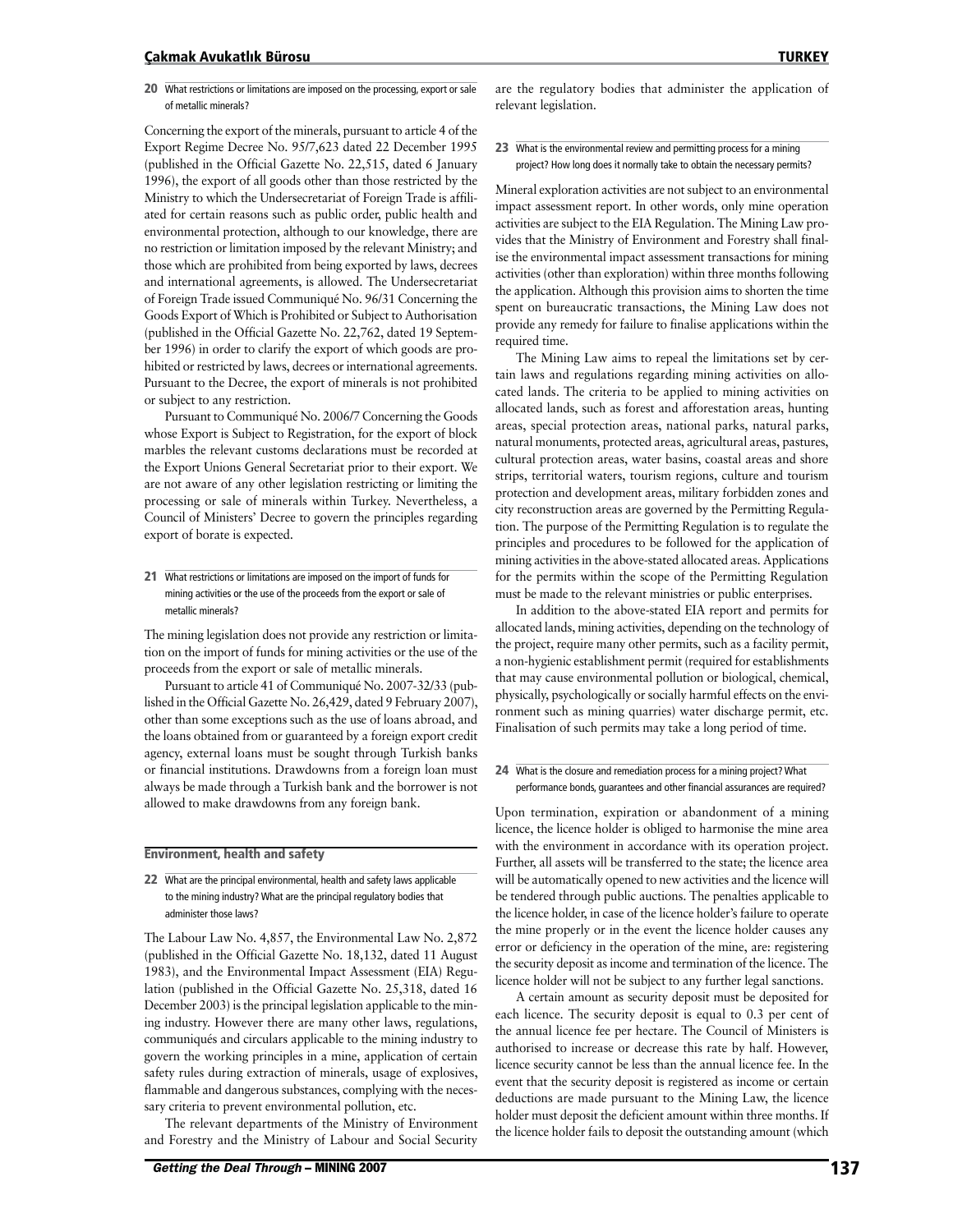**20** What restrictions or limitations are imposed on the processing, export or sale of metallic minerals?

Concerning the export of the minerals, pursuant to article 4 of the Export Regime Decree No. 95/7,623 dated 22 December 1995 (published in the Official Gazette No. 22,515, dated 6 January 1996), the export of all goods other than those restricted by the Ministry to which the Undersecretariat of Foreign Trade is affiliated for certain reasons such as public order, public health and environmental protection, although to our knowledge, there are no restriction or limitation imposed by the relevant Ministry; and those which are prohibited from being exported by laws, decrees and international agreements, is allowed. The Undersecretariat of Foreign Trade issued Communiqué No. 96/31 Concerning the Goods Export of Which is Prohibited or Subject to Authorisation (published in the Official Gazette No. 22,762, dated 19 September 1996) in order to clarify the export of which goods are prohibited or restricted by laws, decrees or international agreements. Pursuant to the Decree, the export of minerals is not prohibited or subject to any restriction.

Pursuant to Communiqué No. 2006/7 Concerning the Goods whose Export is Subject to Registration, for the export of block marbles the relevant customs declarations must be recorded at the Export Unions General Secretariat prior to their export. We are not aware of any other legislation restricting or limiting the processing or sale of minerals within Turkey. Nevertheless, a Council of Ministers' Decree to govern the principles regarding export of borate is expected.

**21** What restrictions or limitations are imposed on the import of funds for mining activities or the use of the proceeds from the export or sale of metallic minerals?

The mining legislation does not provide any restriction or limitation on the import of funds for mining activities or the use of the proceeds from the export or sale of metallic minerals.

Pursuant to article 41 of Communiqué No. 2007-32/33 (published in the Official Gazette No. 26,429, dated 9 February 2007), other than some exceptions such as the use of loans abroad, and the loans obtained from or guaranteed by a foreign export credit agency, external loans must be sought through Turkish banks or financial institutions. Drawdowns from a foreign loan must always be made through a Turkish bank and the borrower is not allowed to make drawdowns from any foreign bank.

## Environment, health and safety

**22** What are the principal environmental, health and safety laws applicable to the mining industry? What are the principal regulatory bodies that administer those laws?

The Labour Law No. 4,857, the Environmental Law No. 2,872 (published in the Official Gazette No. 18,132, dated 11 August 1983), and the Environmental Impact Assessment (EIA) Regulation (published in the Official Gazette No. 25,318, dated 16 December 2003) is the principal legislation applicable to the mining industry. However there are many other laws, regulations, communiqués and circulars applicable to the mining industry to govern the working principles in a mine, application of certain safety rules during extraction of minerals, usage of explosives, flammable and dangerous substances, complying with the necessary criteria to prevent environmental pollution, etc.

The relevant departments of the Ministry of Environment and Forestry and the Ministry of Labour and Social Security are the regulatory bodies that administer the application of relevant legislation.

**23** What is the environmental review and permitting process for a mining project? How long does it normally take to obtain the necessary permits?

Mineral exploration activities are not subject to an environmental impact assessment report. In other words, only mine operation activities are subject to the EIA Regulation. The Mining Law provides that the Ministry of Environment and Forestry shall finalise the environmental impact assessment transactions for mining activities (other than exploration) within three months following the application. Although this provision aims to shorten the time spent on bureaucratic transactions, the Mining Law does not provide any remedy for failure to finalise applications within the required time.

The Mining Law aims to repeal the limitations set by certain laws and regulations regarding mining activities on allocated lands. The criteria to be applied to mining activities on allocated lands, such as forest and afforestation areas, hunting areas, special protection areas, national parks, natural parks, natural monuments, protected areas, agricultural areas, pastures, cultural protection areas, water basins, coastal areas and shore strips, territorial waters, tourism regions, culture and tourism protection and development areas, military forbidden zones and city reconstruction areas are governed by the Permitting Regulation. The purpose of the Permitting Regulation is to regulate the principles and procedures to be followed for the application of mining activities in the above-stated allocated areas. Applications for the permits within the scope of the Permitting Regulation must be made to the relevant ministries or public enterprises.

In addition to the above-stated EIA report and permits for allocated lands, mining activities, depending on the technology of the project, require many other permits, such as a facility permit, a non-hygienic establishment permit (required for establishments that may cause environmental pollution or biological, chemical, physically, psychologically or socially harmful effects on the environment such as mining quarries) water discharge permit, etc. Finalisation of such permits may take a long period of time.

**24** What is the closure and remediation process for a mining project? What performance bonds, guarantees and other financial assurances are required?

Upon termination, expiration or abandonment of a mining licence, the licence holder is obliged to harmonise the mine area with the environment in accordance with its operation project. Further, all assets will be transferred to the state; the licence area will be automatically opened to new activities and the licence will be tendered through public auctions. The penalties applicable to the licence holder, in case of the licence holder's failure to operate the mine properly or in the event the licence holder causes any error or deficiency in the operation of the mine, are: registering the security deposit as income and termination of the licence. The licence holder will not be subject to any further legal sanctions.

A certain amount as security deposit must be deposited for each licence. The security deposit is equal to 0.3 per cent of the annual licence fee per hectare. The Council of Ministers is authorised to increase or decrease this rate by half. However, licence security cannot be less than the annual licence fee. In the event that the security deposit is registered as income or certain deductions are made pursuant to the Mining Law, the licence holder must deposit the deficient amount within three months. If the licence holder fails to deposit the outstanding amount (which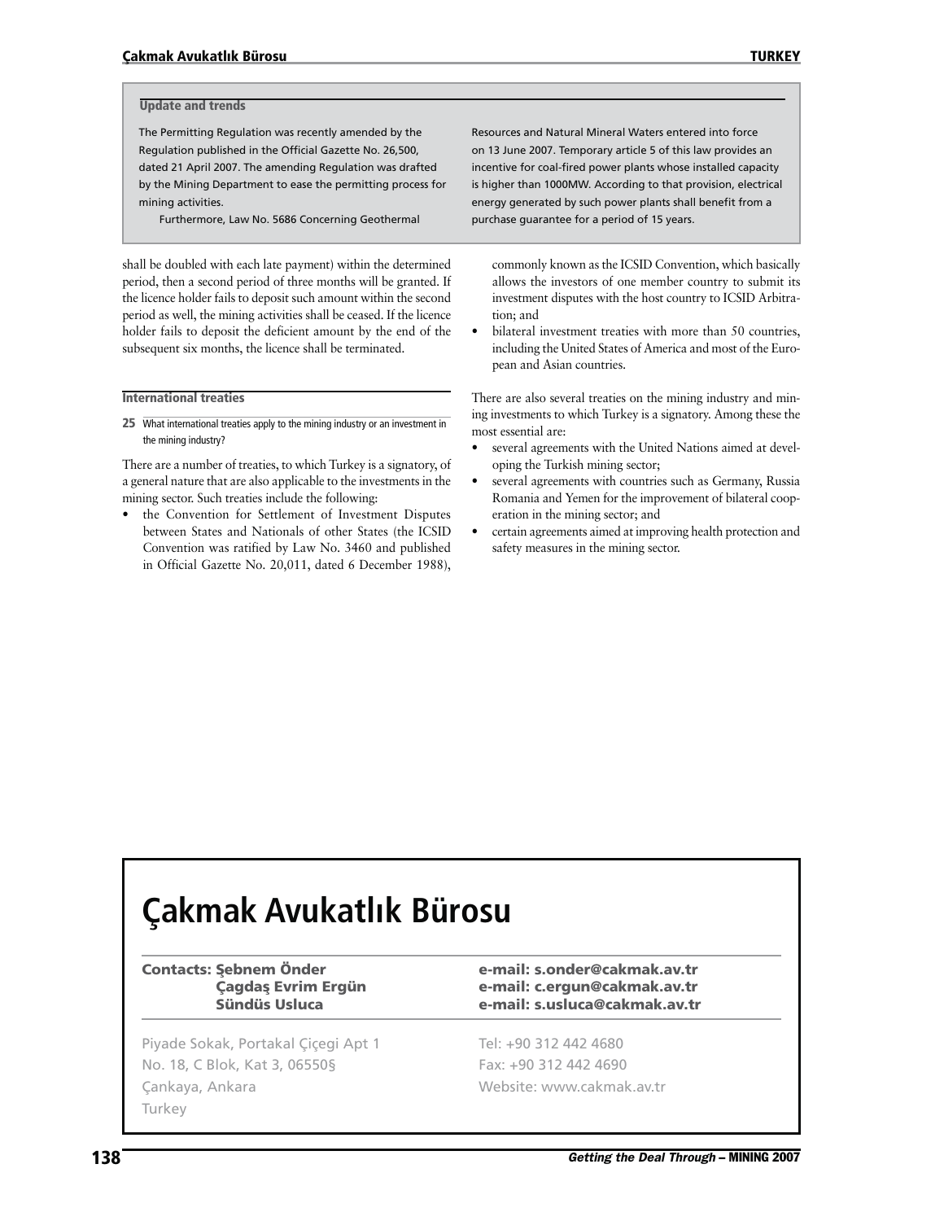### Update and trends

The Permitting Regulation was recently amended by the Regulation published in the Official Gazette No. 26,500, dated 21 April 2007. The amending Regulation was drafted by the Mining Department to ease the permitting process for mining activities.

Furthermore, Law No. 5686 Concerning Geothermal Resources and Natural Mineral Waters entered into force on 13 June 2007. Temporary article 5 of this law provides an incentive for coal-fired power plants whose installed capacity is higher than 1000MW. According to that provision, electrical energy generated by such power plants shall benefit from a purchase guarantee for a period of 15 years.

shall be doubled with each late payment) within the determined period, then a second period of three months will be granted. If the licence holder fails to deposit such amount within the second period as well, the mining activities shall be ceased. If the licence holder fails to deposit the deficient amount by the end of the subsequent six months, the licence shall be terminated.

### International treaties

**25** What international treaties apply to the mining industry or an investment in the mining industry?

There are a number of treaties, to which Turkey is a signatory, of a general nature that are also applicable to the investments in the mining sector. Such treaties include the following:

- the Convention for Settlement of Investment Disputes between States and Nationals of other States (the ICSID Convention was ratified by Law No. 3460 and published in Official Gazette No. 20,011, dated 6 December 1988), commonly known as the ICSID Convention, which basically allows the investors of one member country to submit its investment disputes with the host country to ICSID Arbitration; and
- bilateral investment treaties with more than 50 countries, including the United States of America and most of the European and Asian countries.

There are also several treaties on the mining industry and mining investments to which Turkey is a signatory. Among these the most essential are:

- several agreements with the United Nations aimed at developing the Turkish mining sector;
- several agreements with countries such as Germany, Russia Romania and Yemen for the improvement of bilateral cooperation in the mining sector; and
- certain agreements aimed at improving health protection and safety measures in the mining sector.

## Çakmak Avukatlık Bürosu

**Contacts:** Şebnem Önder — e-mail: s.onder@cakmak.av.tr
Çagdaş Evrim Ergün — e-mail: c.ergun@cakmak.av.tr
Sündüs Usluca — e-mail: s.usluca@cakmak.av.tr

Piyade Sokak, Portakal Çiçegi Apt 1
No. 18, C Blok, Kat 3, 06550§
Çankaya, Ankara
Turkey

Tel: +90 312 442 4680
Fax: +90 312 442 4690
Website: www.cakmak.av.tr